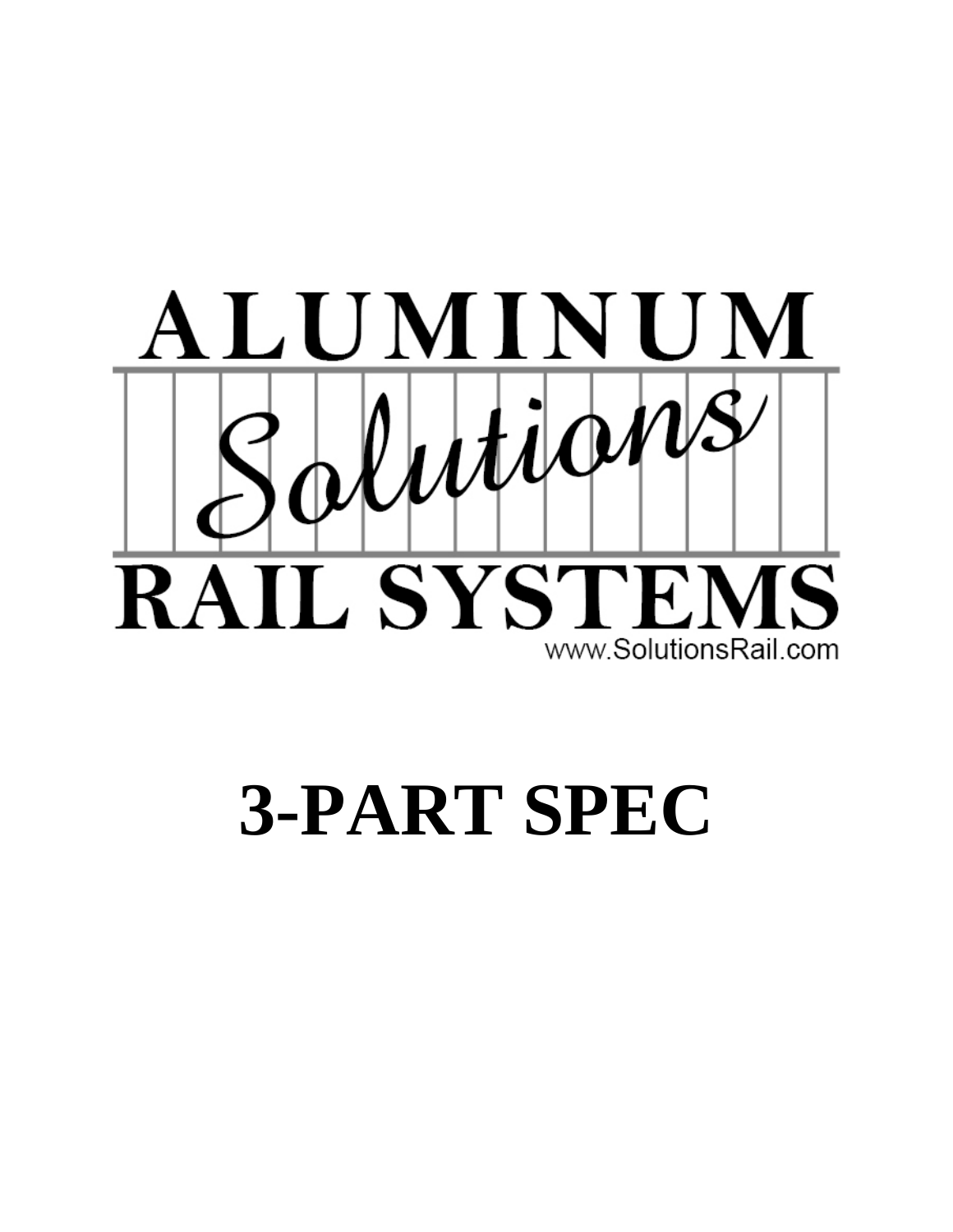ALUMINUM

Solutions

RAIL SYSTEMS

www.SolutionsRail.com

# 3-PART SPEC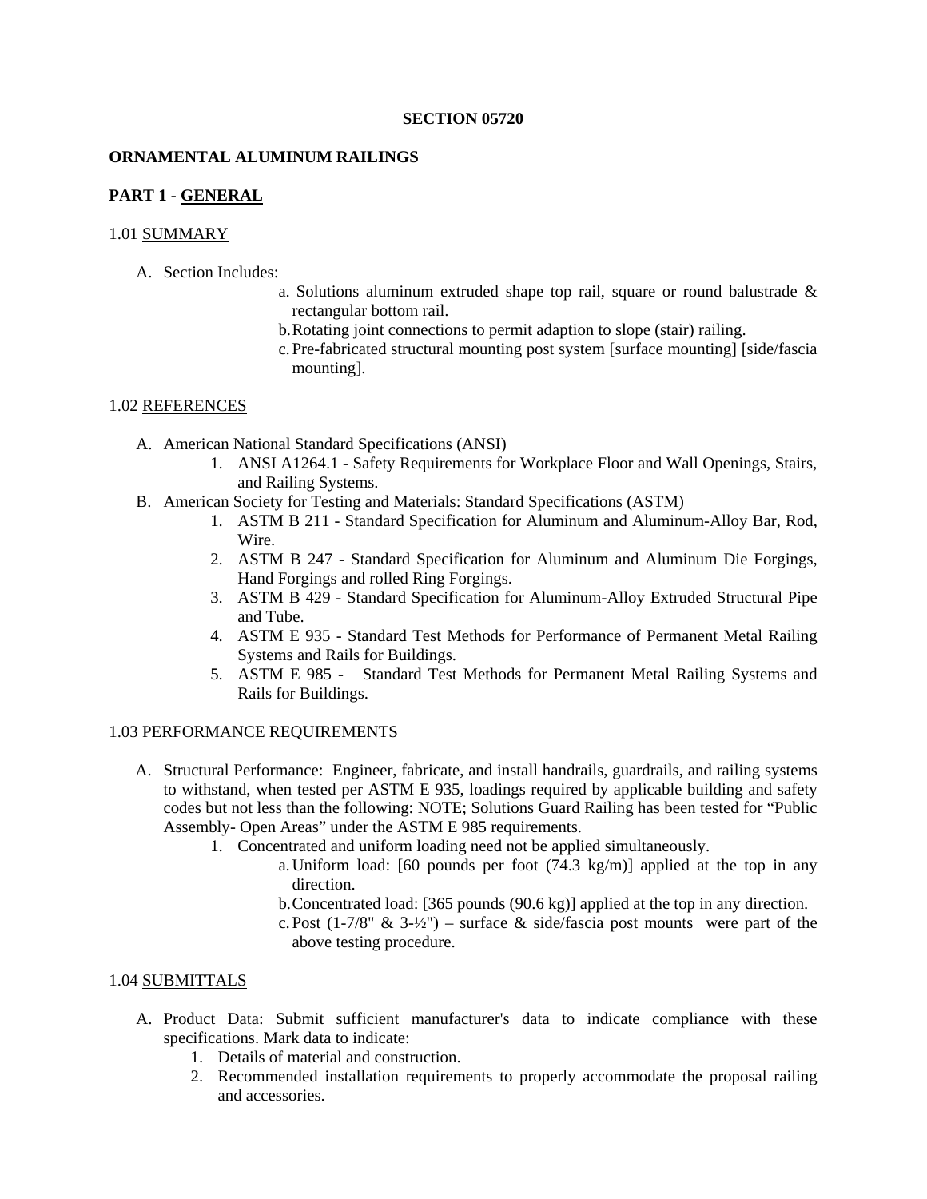**SECTION 05720**

**ORNAMENTAL ALUMINUM RAILINGS**

**PART 1 - GENERAL**

1.01 SUMMARY

A. Section Includes:

   a. Solutions aluminum extruded shape top rail, square or round balustrade & rectangular bottom rail.
   b. Rotating joint connections to permit adaption to slope (stair) railing.
   c. Pre-fabricated structural mounting post system [surface mounting] [side/fascia mounting].

1.02 REFERENCES

A. American National Standard Specifications (ANSI)
   1. ANSI A1264.1 - Safety Requirements for Workplace Floor and Wall Openings, Stairs, and Railing Systems.

B. American Society for Testing and Materials: Standard Specifications (ASTM)
   1. ASTM B 211 - Standard Specification for Aluminum and Aluminum-Alloy Bar, Rod, Wire.
   2. ASTM B 247 - Standard Specification for Aluminum and Aluminum Die Forgings, Hand Forgings and rolled Ring Forgings.
   3. ASTM B 429 - Standard Specification for Aluminum-Alloy Extruded Structural Pipe and Tube.
   4. ASTM E 935 - Standard Test Methods for Performance of Permanent Metal Railing Systems and Rails for Buildings.
   5. ASTM E 985 - Standard Test Methods for Permanent Metal Railing Systems and Rails for Buildings.

1.03 PERFORMANCE REQUIREMENTS

A. Structural Performance: Engineer, fabricate, and install handrails, guardrails, and railing systems to withstand, when tested per ASTM E 935, loadings required by applicable building and safety codes but not less than the following: NOTE; Solutions Guard Railing has been tested for "Public Assembly- Open Areas" under the ASTM E 985 requirements.
   1. Concentrated and uniform loading need not be applied simultaneously.
      a. Uniform load: [60 pounds per foot (74.3 kg/m)] applied at the top in any direction.
      b. Concentrated load: [365 pounds (90.6 kg)] applied at the top in any direction.
      c. Post (1-7/8" & 3-½") – surface & side/fascia post mounts were part of the above testing procedure.

1.04 SUBMITTALS

A. Product Data: Submit sufficient manufacturer's data to indicate compliance with these specifications. Mark data to indicate:
   1. Details of material and construction.
   2. Recommended installation requirements to properly accommodate the proposal railing and accessories.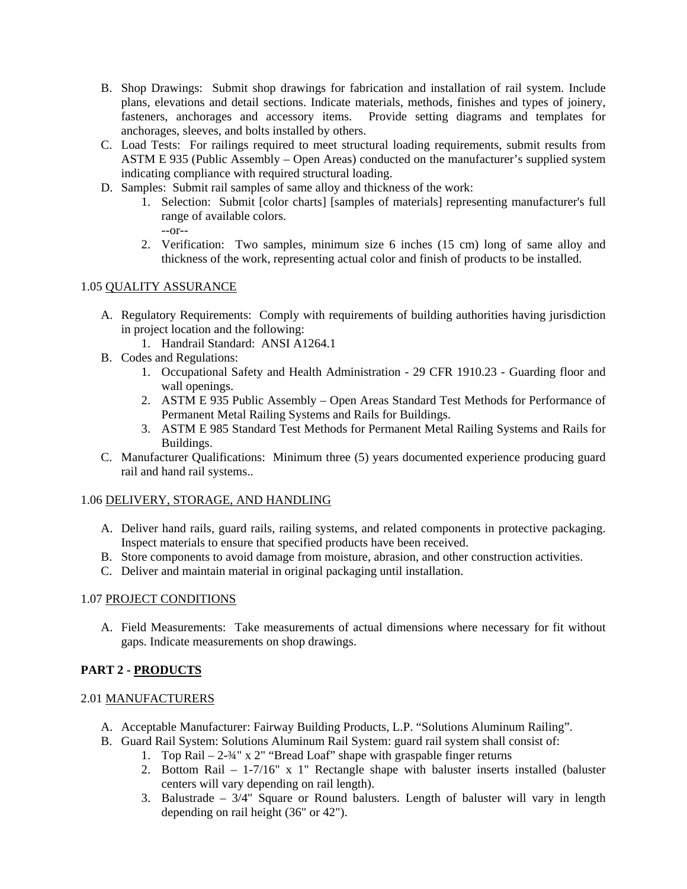B. Shop Drawings: Submit shop drawings for fabrication and installation of rail system. Include plans, elevations and detail sections. Indicate materials, methods, finishes and types of joinery, fasteners, anchorages and accessory items. Provide setting diagrams and templates for anchorages, sleeves, and bolts installed by others.

C. Load Tests: For railings required to meet structural loading requirements, submit results from ASTM E 935 (Public Assembly – Open Areas) conducted on the manufacturer's supplied system indicating compliance with required structural loading.

D. Samples: Submit rail samples of same alloy and thickness of the work:
   1. Selection: Submit [color charts] [samples of materials] representing manufacturer's full range of available colors.
      --or--
   2. Verification: Two samples, minimum size 6 inches (15 cm) long of same alloy and thickness of the work, representing actual color and finish of products to be installed.

1.05 QUALITY ASSURANCE

A. Regulatory Requirements: Comply with requirements of building authorities having jurisdiction in project location and the following:
   1. Handrail Standard: ANSI A1264.1

B. Codes and Regulations:
   1. Occupational Safety and Health Administration - 29 CFR 1910.23 - Guarding floor and wall openings.
   2. ASTM E 935 Public Assembly – Open Areas Standard Test Methods for Performance of Permanent Metal Railing Systems and Rails for Buildings.
   3. ASTM E 985 Standard Test Methods for Permanent Metal Railing Systems and Rails for Buildings.

C. Manufacturer Qualifications: Minimum three (5) years documented experience producing guard rail and hand rail systems..

1.06 DELIVERY, STORAGE, AND HANDLING

A. Deliver hand rails, guard rails, railing systems, and related components in protective packaging. Inspect materials to ensure that specified products have been received.

B. Store components to avoid damage from moisture, abrasion, and other construction activities.

C. Deliver and maintain material in original packaging until installation.

1.07 PROJECT CONDITIONS

A. Field Measurements: Take measurements of actual dimensions where necessary for fit without gaps. Indicate measurements on shop drawings.

**PART 2 - PRODUCTS**

2.01 MANUFACTURERS

A. Acceptable Manufacturer: Fairway Building Products, L.P. "Solutions Aluminum Railing".

B. Guard Rail System: Solutions Aluminum Rail System: guard rail system shall consist of:
   1. Top Rail – 2-¾" x 2" "Bread Loaf" shape with graspable finger returns
   2. Bottom Rail – 1-7/16" x 1" Rectangle shape with baluster inserts installed (baluster centers will vary depending on rail length).
   3. Balustrade – 3/4" Square or Round balusters. Length of baluster will vary in length depending on rail height (36" or 42").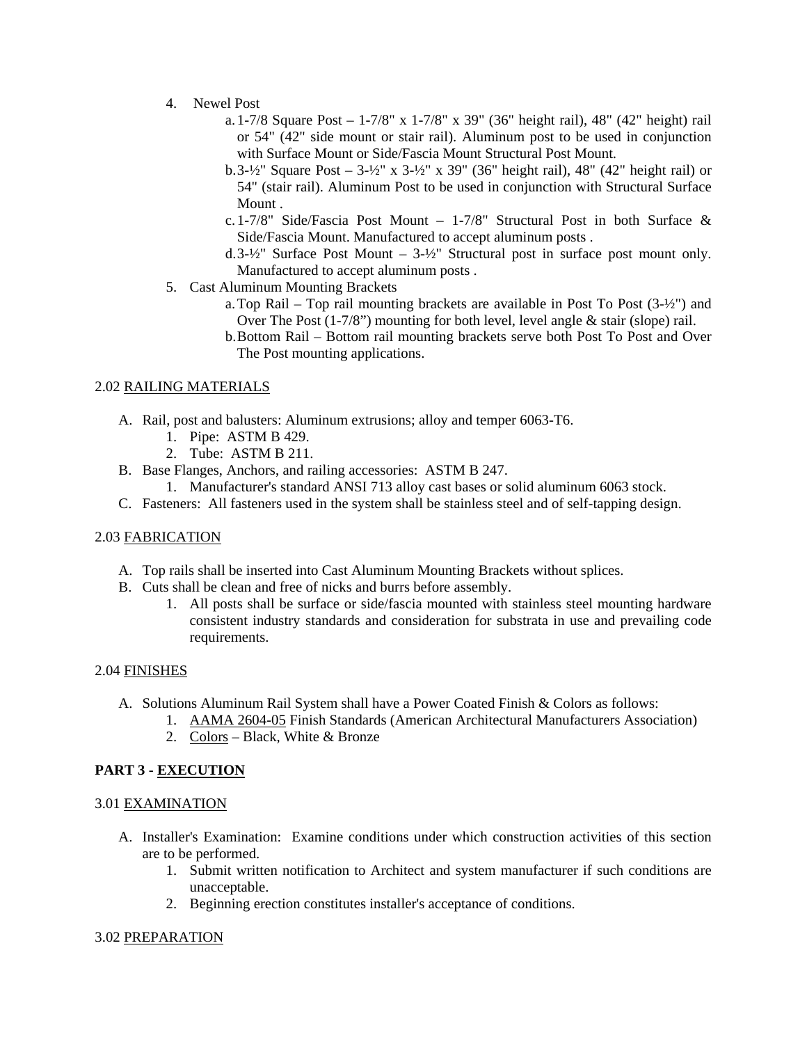4. Newel Post
    a. 1-7/8 Square Post – 1-7/8" x 1-7/8" x 39" (36" height rail), 48" (42" height) rail or 54" (42" side mount or stair rail). Aluminum post to be used in conjunction with Surface Mount or Side/Fascia Mount Structural Post Mount.
    b. 3-½" Square Post – 3-½" x 3-½" x 39" (36" height rail), 48" (42" height rail) or 54" (stair rail). Aluminum Post to be used in conjunction with Structural Surface Mount .
    c. 1-7/8" Side/Fascia Post Mount – 1-7/8" Structural Post in both Surface & Side/Fascia Mount. Manufactured to accept aluminum posts .
    d. 3-½" Surface Post Mount – 3-½" Structural post in surface post mount only. Manufactured to accept aluminum posts .
5. Cast Aluminum Mounting Brackets
    a. Top Rail – Top rail mounting brackets are available in Post To Post (3-½") and Over The Post (1-7/8") mounting for both level, level angle & stair (slope) rail.
    b. Bottom Rail – Bottom rail mounting brackets serve both Post To Post and Over The Post mounting applications.

2.02 RAILING MATERIALS

A. Rail, post and balusters: Aluminum extrusions; alloy and temper 6063-T6.
    1. Pipe: ASTM B 429.
    2. Tube: ASTM B 211.
B. Base Flanges, Anchors, and railing accessories: ASTM B 247.
    1. Manufacturer's standard ANSI 713 alloy cast bases or solid aluminum 6063 stock.
C. Fasteners: All fasteners used in the system shall be stainless steel and of self-tapping design.

2.03 FABRICATION

A. Top rails shall be inserted into Cast Aluminum Mounting Brackets without splices.
B. Cuts shall be clean and free of nicks and burrs before assembly.
    1. All posts shall be surface or side/fascia mounted with stainless steel mounting hardware consistent industry standards and consideration for substrata in use and prevailing code requirements.

2.04 FINISHES

A. Solutions Aluminum Rail System shall have a Power Coated Finish & Colors as follows:
    1. AAMA 2604-05 Finish Standards (American Architectural Manufacturers Association)
    2. Colors – Black, White & Bronze

**PART 3 - EXECUTION**

3.01 EXAMINATION

A. Installer's Examination: Examine conditions under which construction activities of this section are to be performed.
    1. Submit written notification to Architect and system manufacturer if such conditions are unacceptable.
    2. Beginning erection constitutes installer's acceptance of conditions.

3.02 PREPARATION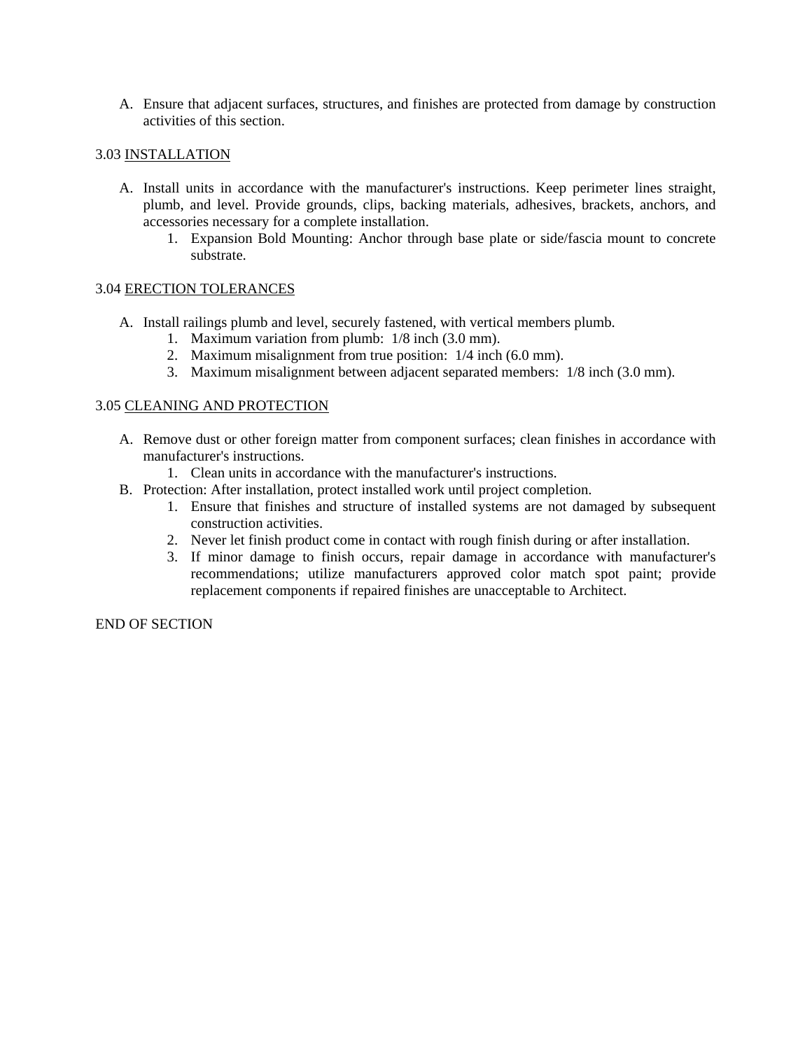A. Ensure that adjacent surfaces, structures, and finishes are protected from damage by construction activities of this section.

3.03 INSTALLATION

A. Install units in accordance with the manufacturer's instructions. Keep perimeter lines straight, plumb, and level. Provide grounds, clips, backing materials, adhesives, brackets, anchors, and accessories necessary for a complete installation.
   1. Expansion Bold Mounting: Anchor through base plate or side/fascia mount to concrete substrate.

3.04 ERECTION TOLERANCES

A. Install railings plumb and level, securely fastened, with vertical members plumb.
   1. Maximum variation from plumb: 1/8 inch (3.0 mm).
   2. Maximum misalignment from true position: 1/4 inch (6.0 mm).
   3. Maximum misalignment between adjacent separated members: 1/8 inch (3.0 mm).

3.05 CLEANING AND PROTECTION

A. Remove dust or other foreign matter from component surfaces; clean finishes in accordance with manufacturer's instructions.
   1. Clean units in accordance with the manufacturer's instructions.
B. Protection: After installation, protect installed work until project completion.
   1. Ensure that finishes and structure of installed systems are not damaged by subsequent construction activities.
   2. Never let finish product come in contact with rough finish during or after installation.
   3. If minor damage to finish occurs, repair damage in accordance with manufacturer's recommendations; utilize manufacturers approved color match spot paint; provide replacement components if repaired finishes are unacceptable to Architect.

END OF SECTION